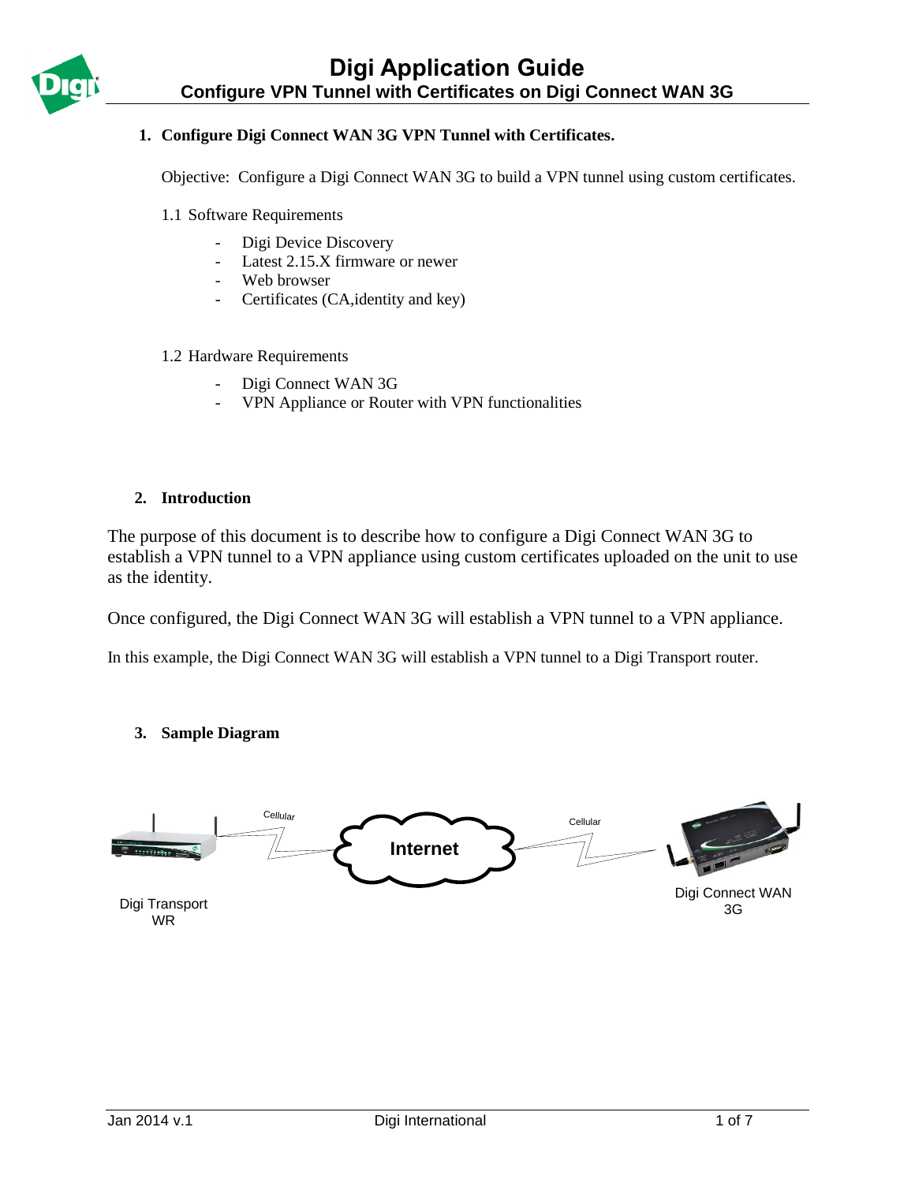# Digi Application Guide

## Configure VPN Tunnel with Certificates on Digi Connect WAN 3G

### 1. Configure Digi Connect WAN 3G VPN Tunnel with Certificates.

Objective: Configure a Digi Connect WAN 3G to build a VPN tunnel using custom certificates.

1.1 Software Requirements

- Digi Device Discovery
- Latest 2.15.X firmware or newer
- Web browser
- Certificates (CA,identity and key)

1.2 Hardware Requirements

- Digi Connect WAN 3G
- VPN Appliance or Router with VPN functionalities

### 2. Introduction

The purpose of this document is to describe how to configure a Digi Connect WAN 3G to establish a VPN tunnel to a VPN appliance using custom certificates uploaded on the unit to use as the identity.

Once configured, the Digi Connect WAN 3G will establish a VPN tunnel to a VPN appliance.

In this example, the Digi Connect WAN 3G will establish a VPN tunnel to a Digi Transport router.

### 3. Sample Diagram

Digi Transport WR — Cellular — Internet — Cellular — Digi Connect WAN 3G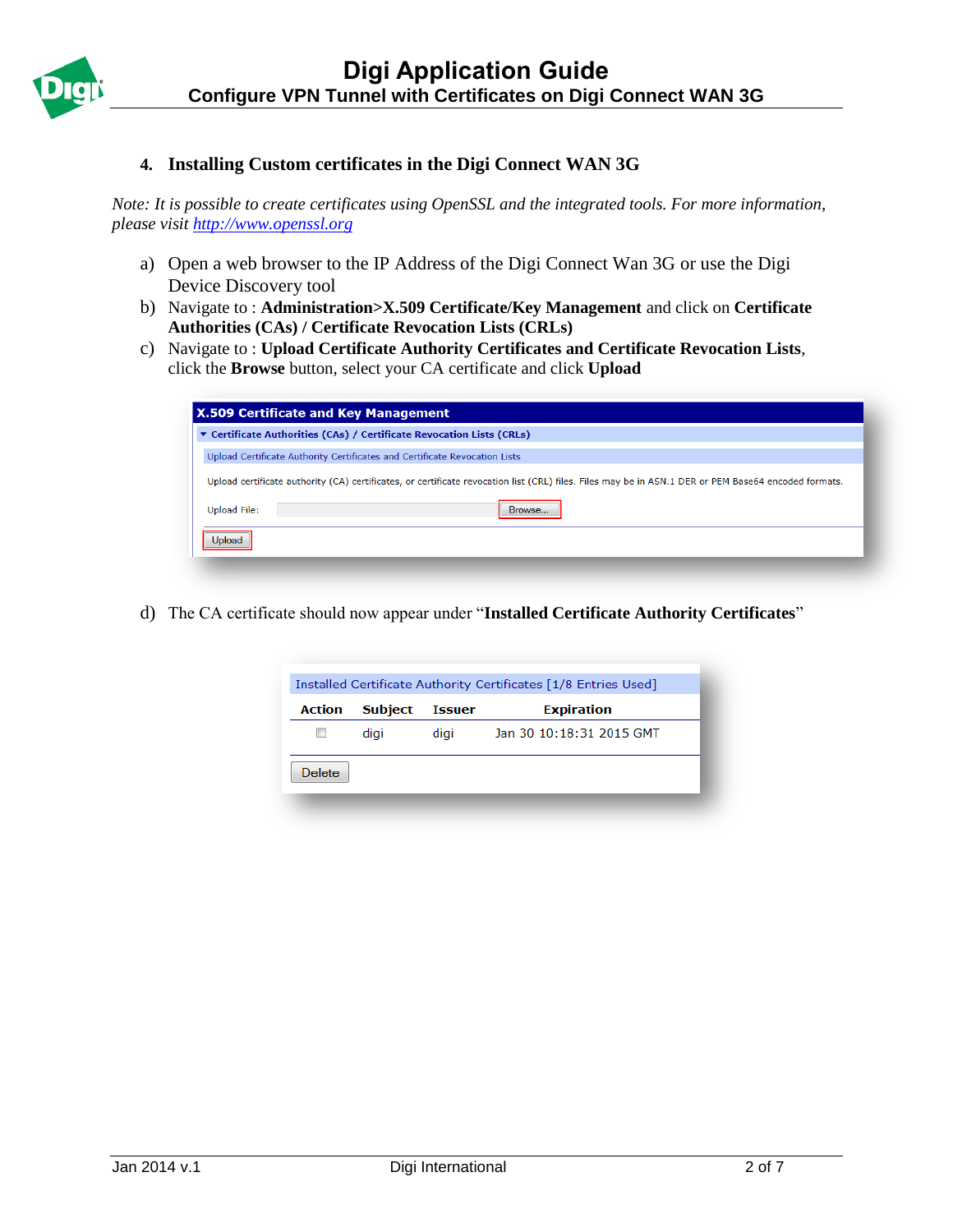## 4. Installing Custom certificates in the Digi Connect WAN 3G

*Note: It is possible to create certificates using OpenSSL and the integrated tools. For more information, please visit [http://www.openssl.org](http://www.openssl.org)*

a) Open a web browser to the IP Address of the Digi Connect Wan 3G or use the Digi Device Discovery tool

b) Navigate to : **Administration>X.509 Certificate/Key Management** and click on **Certificate Authorities (CAs) / Certificate Revocation Lists (CRLs)**

c) Navigate to : **Upload Certificate Authority Certificates and Certificate Revocation Lists**, click the **Browse** button, select your CA certificate and click **Upload**

d) The CA certificate should now appear under "**Installed Certificate Authority Certificates**"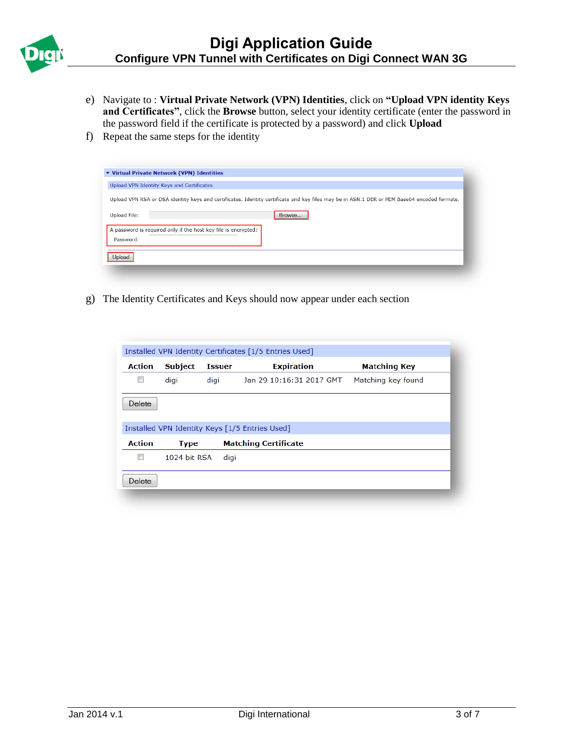e) Navigate to : **Virtual Private Network (VPN) Identities**, click on **"Upload VPN identity Keys and Certificates"**, click the **Browse** button, select your identity certificate (enter the password in the password field if the certificate is protected by a password) and click **Upload**

f) Repeat the same steps for the identity

▾ Virtual Private Network (VPN) Identities

Upload VPN Identity Keys and Certificates

Upload VPN RSA or DSA identity keys and certificates. Identity certificate and key files may be in ASN.1 DER or PEM Base64 encoded formats.

Upload File: [ ] Browse...

A password is required only if the host key file is encrypted:
Password: [ ]

Upload

g) The Identity Certificates and Keys should now appear under each section

Installed VPN Identity Certificates [1/5 Entries Used]

| Action | Subject | Issuer | Expiration | Matching Key |
|---|---|---|---|---|
| ☐ | digi | digi | Jan 29 10:16:31 2017 GMT | Matching key found |

Delete

Installed VPN Identity Keys [1/5 Entries Used]

| Action | Type | Matching Certificate |
|---|---|---|
| ☐ | 1024 bit RSA | digi |

Delete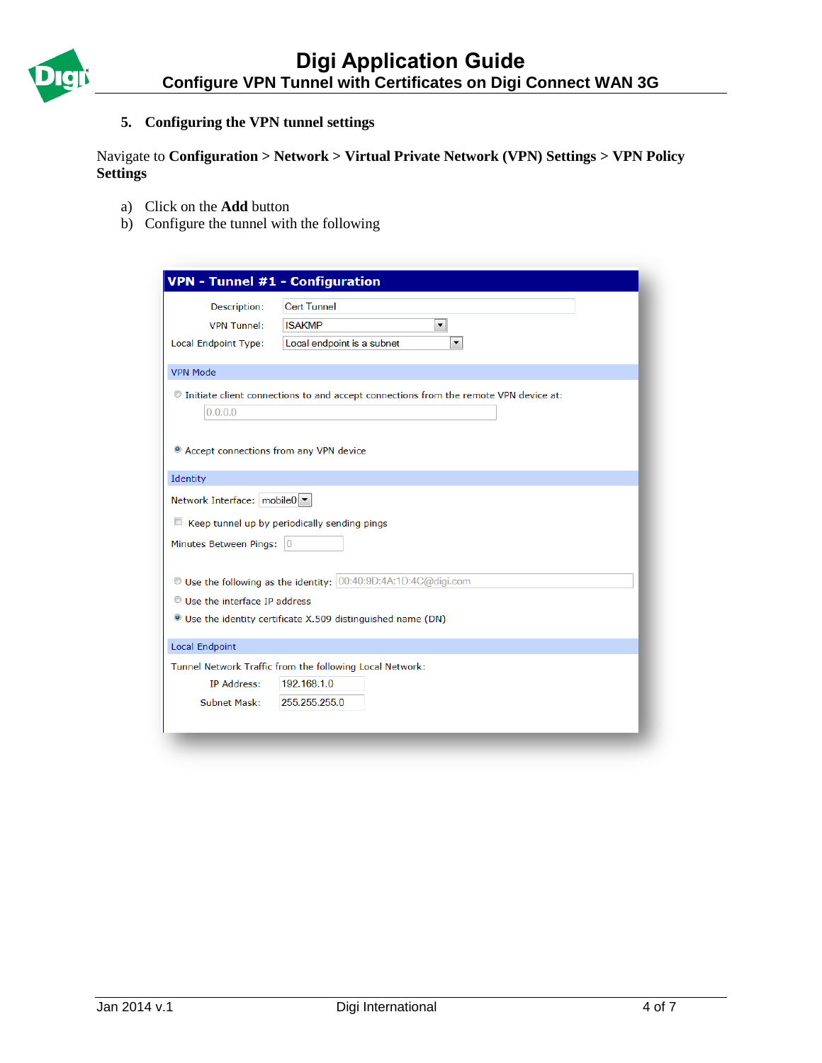## 5. Configuring the VPN tunnel settings

Navigate to **Configuration** > **Network** > **Virtual Private Network (VPN) Settings** > **VPN Policy Settings**

a) Click on the **Add** button
b) Configure the tunnel with the following

**VPN - Tunnel #1 - Configuration**

Description: Cert Tunnel
VPN Tunnel: ISAKMP
Local Endpoint Type: Local endpoint is a subnet

**VPN Mode**

- ○ Initiate client connections to and accept connections from the remote VPN device at: 0.0.0.0
- ◉ Accept connections from any VPN device

**Identity**

Network Interface: mobile0

☐ Keep tunnel up by periodically sending pings

Minutes Between Pings: 0

- ○ Use the following as the identity: 00:40:9D:4A:1D:4C@digi.com
- ○ Use the interface IP address
- ◉ Use the identity certificate X.509 distinguished name (DN)

**Local Endpoint**

Tunnel Network Traffic from the following Local Network:

IP Address: 192.168.1.0
Subnet Mask: 255.255.255.0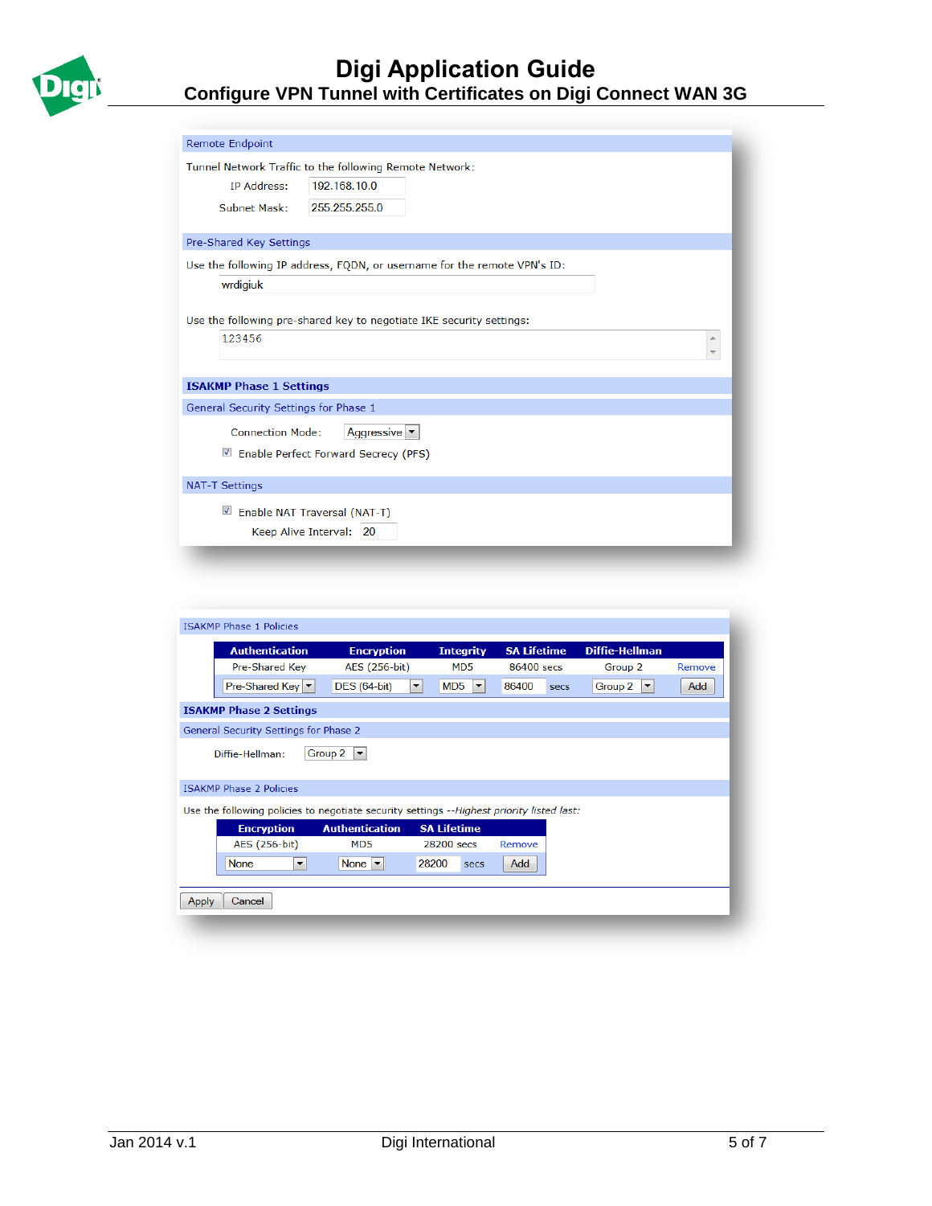Remote Endpoint

Tunnel Network Traffic to the following Remote Network:

IP Address: 192.168.10.0

Subnet Mask: 255.255.255.0

Pre-Shared Key Settings

Use the following IP address, FQDN, or username for the remote VPN's ID:

wrdigiuk

Use the following pre-shared key to negotiate IKE security settings:

123456

**ISAKMP Phase 1 Settings**

General Security Settings for Phase 1

Connection Mode: Aggressive

☑ Enable Perfect Forward Secrecy (PFS)

NAT-T Settings

☑ Enable NAT Traversal (NAT-T)

Keep Alive Interval: 20

ISAKMP Phase 1 Policies

| Authentication | Encryption | Integrity | SA Lifetime | Diffie-Hellman | |
|---|---|---|---|---|---|
| Pre-Shared Key | AES (256-bit) | MD5 | 86400 secs | Group 2 | Remove |
| Pre-Shared Key | DES (64-bit) | MD5 | 86400 secs | Group 2 | Add |

**ISAKMP Phase 2 Settings**

General Security Settings for Phase 2

Diffie-Hellman: Group 2

ISAKMP Phase 2 Policies

Use the following policies to negotiate security settings --*Highest priority listed last:*

| Encryption | Authentication | SA Lifetime | |
|---|---|---|---|
| AES (256-bit) | MD5 | 28200 secs | Remove |
| None | None | 28200 secs | Add |

Apply Cancel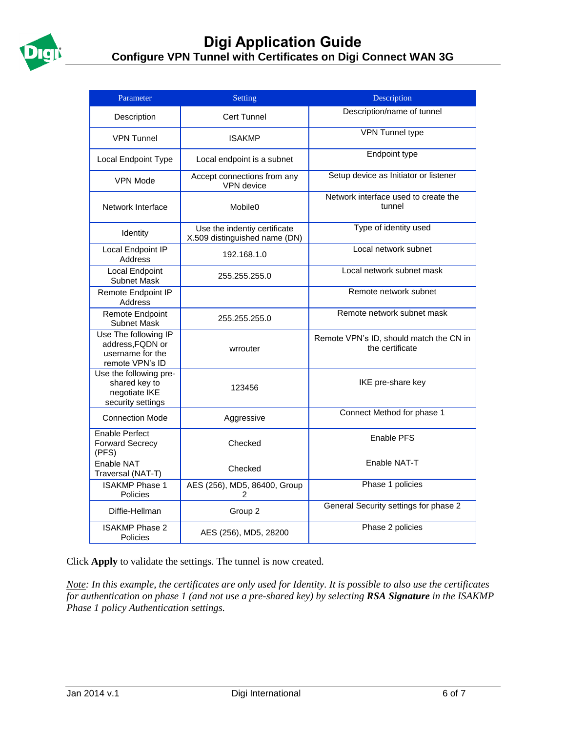| Parameter | Setting | Description |
|---|---|---|
| Description | Cert Tunnel | Description/name of tunnel |
| VPN Tunnel | ISAKMP | VPN Tunnel type |
| Local Endpoint Type | Local endpoint is a subnet | Endpoint type |
| VPN Mode | Accept connections from any VPN device | Setup device as Initiator or listener |
| Network Interface | Mobile0 | Network interface used to create the tunnel |
| Identity | Use the indentiy certificate X.509 distinguished name (DN) | Type of identity used |
| Local Endpoint IP Address | 192.168.1.0 | Local network subnet |
| Local Endpoint Subnet Mask | 255.255.255.0 | Local network subnet mask |
| Remote Endpoint IP Address | | Remote network subnet |
| Remote Endpoint Subnet Mask | 255.255.255.0 | Remote network subnet mask |
| Use The following IP address,FQDN or username for the remote VPN's ID | wrrouter | Remote VPN's ID, should match the CN in the certificate |
| Use the following pre-shared key to negotiate IKE security settings | 123456 | IKE pre-share key |
| Connection Mode | Aggressive | Connect Method for phase 1 |
| Enable Perfect Forward Secrecy (PFS) | Checked | Enable PFS |
| Enable NAT Traversal (NAT-T) | Checked | Enable NAT-T |
| ISAKMP Phase 1 Policies | AES (256), MD5, 86400, Group 2 | Phase 1 policies |
| Diffie-Hellman | Group 2 | General Security settings for phase 2 |
| ISAKMP Phase 2 Policies | AES (256), MD5, 28200 | Phase 2 policies |

Click **Apply** to validate the settings. The tunnel is now created.

*Note: In this example, the certificates are only used for Identity. It is possible to also use the certificates for authentication on phase 1 (and not use a pre-shared key) by selecting **RSA Signature** in the ISAKMP Phase 1 policy Authentication settings.*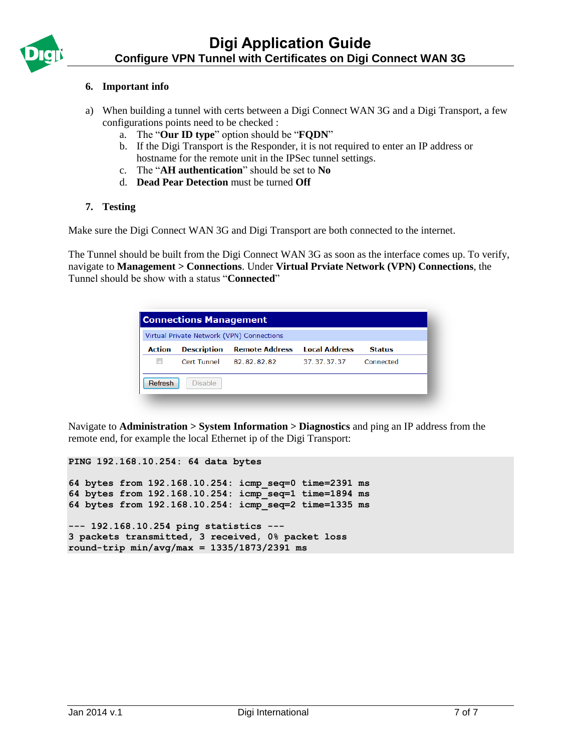## 6. Important info

a) When building a tunnel with certs between a Digi Connect WAN 3G and a Digi Transport, a few configurations points need to be checked :

   a. The "**Our ID type**" option should be "**FQDN**"
   b. If the Digi Transport is the Responder, it is not required to enter an IP address or hostname for the remote unit in the IPSec tunnel settings.
   c. The "**AH authentication**" should be set to **No**
   d. **Dead Pear Detection** must be turned **Off**

## 7. Testing

Make sure the Digi Connect WAN 3G and Digi Transport are both connected to the internet.

The Tunnel should be built from the Digi Connect WAN 3G as soon as the interface comes up. To verify, navigate to **Management > Connections**. Under **Virtual Prviate Network (VPN) Connections**, the Tunnel should be show with a status "**Connected**"

**Connections Management**

Virtual Private Network (VPN) Connections

| Action | Description | Remote Address | Local Address | Status |
|---|---|---|---|---|
| ☐ | Cert Tunnel | 82.82.82.82 | 37.37.37.37 | Connected |

Refresh Disable

Navigate to **Administration > System Information > Diagnostics** and ping an IP address from the remote end, for example the local Ethernet ip of the Digi Transport:

```
PING 192.168.10.254: 64 data bytes

64 bytes from 192.168.10.254: icmp_seq=0 time=2391 ms
64 bytes from 192.168.10.254: icmp_seq=1 time=1894 ms
64 bytes from 192.168.10.254: icmp_seq=2 time=1335 ms

--- 192.168.10.254 ping statistics ---
3 packets transmitted, 3 received, 0% packet loss
round-trip min/avg/max = 1335/1873/2391 ms
```